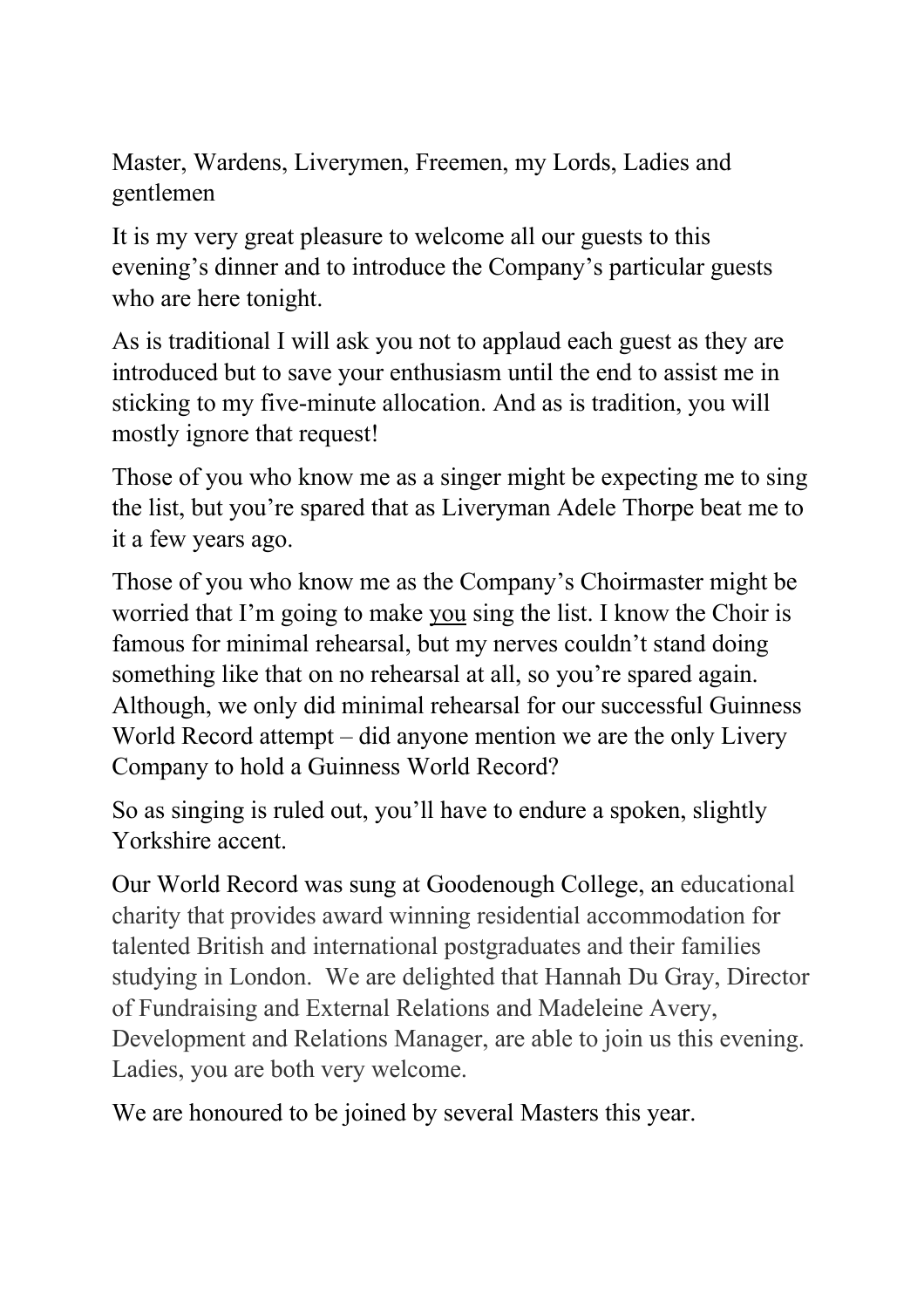Master, Wardens, Liverymen, Freemen, my Lords, Ladies and gentlemen

It is my very great pleasure to welcome all our guests to this evening's dinner and to introduce the Company's particular guests who are here tonight.

As is traditional I will ask you not to applaud each guest as they are introduced but to save your enthusiasm until the end to assist me in sticking to my five-minute allocation. And as is tradition, you will mostly ignore that request!

Those of you who know me as a singer might be expecting me to sing the list, but you're spared that as Liveryman Adele Thorpe beat me to it a few years ago.

Those of you who know me as the Company's Choirmaster might be worried that I'm going to make <u>you</u> sing the list. I know the Choir is famous for minimal rehearsal, but my nerves couldn't stand doing something like that on no rehearsal at all, so you're spared again. Although, we only did minimal rehearsal for our successful Guinness World Record attempt – did anyone mention we are the only Livery Company to hold a Guinness World Record?

So as singing is ruled out, you'll have to endure a spoken, slightly Yorkshire accent.

Our World Record was sung at Goodenough College, an educational charity that provides award winning residential accommodation for talented British and international postgraduates and their families studying in London. We are delighted that Hannah Du Gray, Director of Fundraising and External Relations and Madeleine Avery, Development and Relations Manager, are able to join us this evening. Ladies, you are both very welcome.

We are honoured to be joined by several Masters this year.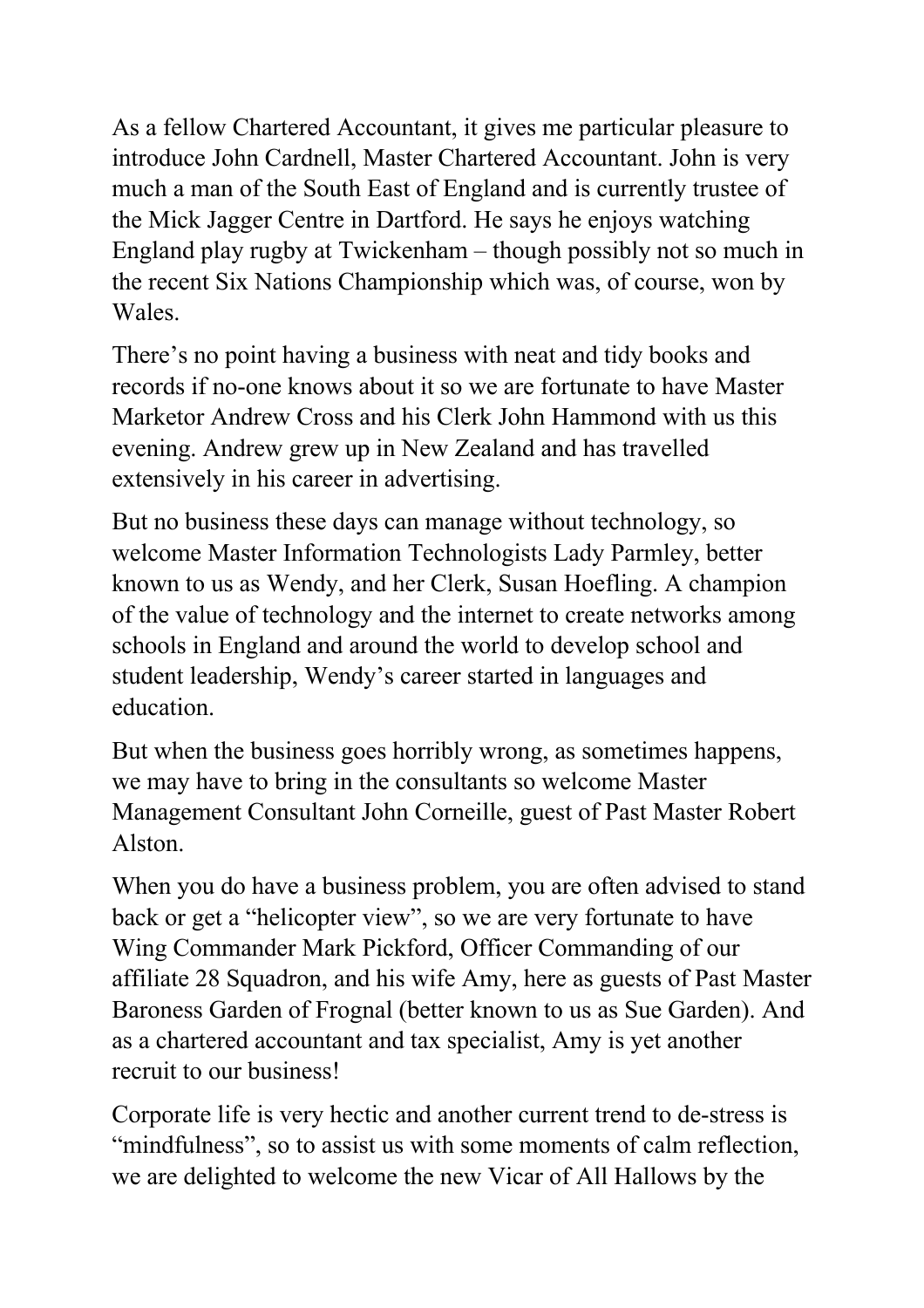As a fellow Chartered Accountant, it gives me particular pleasure to introduce John Cardnell, Master Chartered Accountant. John is very much a man of the South East of England and is currently trustee of the Mick Jagger Centre in Dartford. He says he enjoys watching England play rugby at Twickenham – though possibly not so much in the recent Six Nations Championship which was, of course, won by Wales.

There's no point having a business with neat and tidy books and records if no-one knows about it so we are fortunate to have Master Marketor Andrew Cross and his Clerk John Hammond with us this evening. Andrew grew up in New Zealand and has travelled extensively in his career in advertising.

But no business these days can manage without technology, so welcome Master Information Technologists Lady Parmley, better known to us as Wendy, and her Clerk, Susan Hoefling. A champion of the value of technology and the internet to create networks among schools in England and around the world to develop school and student leadership, Wendy's career started in languages and education.

But when the business goes horribly wrong, as sometimes happens, we may have to bring in the consultants so welcome Master Management Consultant John Corneille, guest of Past Master Robert Alston.

When you do have a business problem, you are often advised to stand back or get a "helicopter view", so we are very fortunate to have Wing Commander Mark Pickford, Officer Commanding of our affiliate 28 Squadron, and his wife Amy, here as guests of Past Master Baroness Garden of Frognal (better known to us as Sue Garden). And as a chartered accountant and tax specialist, Amy is yet another recruit to our business!

Corporate life is very hectic and another current trend to de-stress is "mindfulness", so to assist us with some moments of calm reflection, we are delighted to welcome the new Vicar of All Hallows by the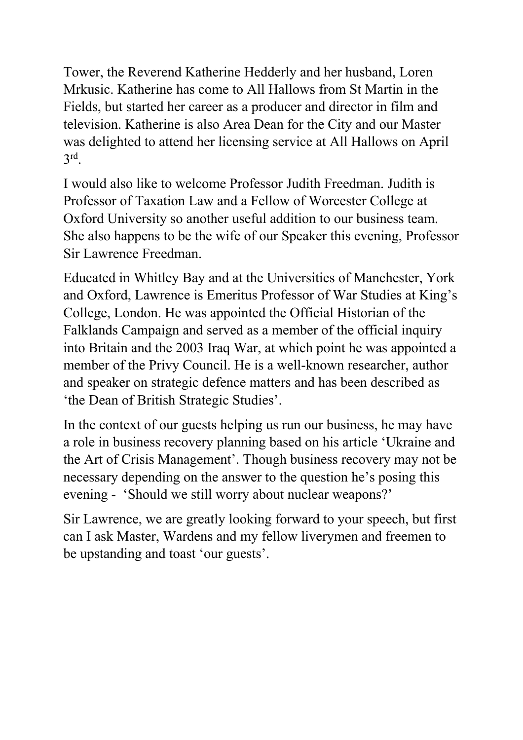Tower, the Reverend Katherine Hedderly and her husband, Loren Mrkusic. Katherine has come to All Hallows from St Martin in the Fields, but started her career as a producer and director in film and television. Katherine is also Area Dean for the City and our Master was delighted to attend her licensing service at All Hallows on April 3rd.

I would also like to welcome Professor Judith Freedman. Judith is Professor of Taxation Law and a Fellow of Worcester College at Oxford University so another useful addition to our business team. She also happens to be the wife of our Speaker this evening, Professor Sir Lawrence Freedman.

Educated in Whitley Bay and at the Universities of Manchester, York and Oxford, Lawrence is Emeritus Professor of War Studies at King's College, London. He was appointed the Official Historian of the Falklands Campaign and served as a member of the official inquiry into Britain and the 2003 Iraq War, at which point he was appointed a member of the Privy Council. He is a well-known researcher, author and speaker on strategic defence matters and has been described as 'the Dean of British Strategic Studies'.

In the context of our guests helping us run our business, he may have a role in business recovery planning based on his article 'Ukraine and the Art of Crisis Management'. Though business recovery may not be necessary depending on the answer to the question he's posing this evening - 'Should we still worry about nuclear weapons?'

Sir Lawrence, we are greatly looking forward to your speech, but first can I ask Master, Wardens and my fellow liverymen and freemen to be upstanding and toast 'our guests'.